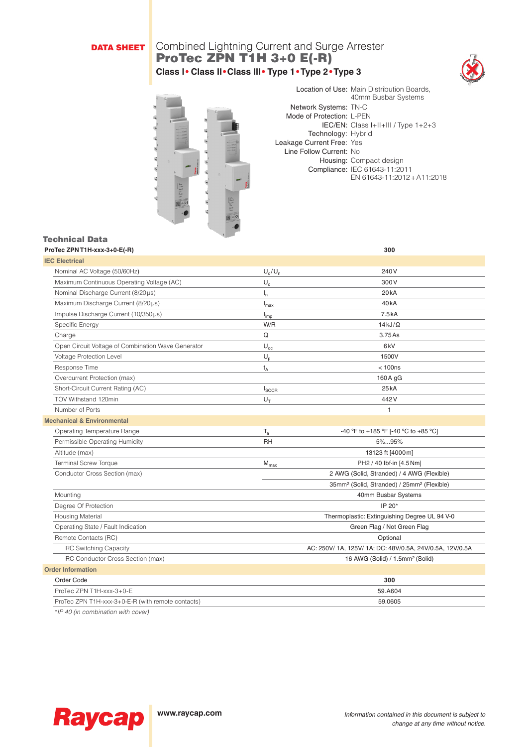**DATA SHEET**

Combined Lightning Current and Surge Arrester

# ProTec ZPN T1H 3+0 E(-R)

**Class I • Class II • Class III • Type 1 • Type 2 • Type 3**

Location of Use: Main Distribution Boards, 40mm Busbar Systems
Network Systems: TN-C
Mode of Protection: L-PEN
IEC/EN: Class I+II+III / Type 1+2+3
Technology: Hybrid
Leakage Current Free: Yes
Line Follow Current: No
Housing: Compact design
Compliance: IEC 61643-11:2011
EN 61643-11:2012+A11:2018

## Technical Data

| ProTec ZPN T1H-xxx-3+0-E(-R) | | 300 |
|---|---|---|
| **IEC Electrical** | | |
| Nominal AC Voltage (50/60Hz) | $U_o/U_n$ | 240 V |
| Maximum Continuous Operating Voltage (AC) | $U_c$ | 300 V |
| Nominal Discharge Current (8/20 µs) | $I_n$ | 20 kA |
| Maximum Discharge Current (8/20 µs) | $I_{max}$ | 40 kA |
| Impulse Discharge Current (10/350 µs) | $I_{imp}$ | 7.5 kA |
| Specific Energy | W/R | 14 kJ/Ω |
| Charge | Q | 3.75 As |
| Open Circuit Voltage of Combination Wave Generator | $U_{oc}$ | 6 kV |
| Voltage Protection Level | $U_p$ | 1500V |
| Response Time | $t_A$ | < 100ns |
| Overcurrent Protection (max) | | 160 A gG |
| Short-Circuit Current Rating (AC) | $I_{SCCR}$ | 25 kA |
| TOV Withstand 120min | $U_T$ | 442 V |
| Number of Ports | | 1 |
| **Mechanical & Environmental** | | |
| Operating Temperature Range | $T_a$ | -40 °F to +185 °F [-40 °C to +85 °C] |
| Permissible Operating Humidity | RH | 5%...95% |
| Altitude (max) | | 13123 ft [4000 m] |
| Terminal Screw Torque | $M_{max}$ | PH2 / 40 lbf·in [4.5 Nm] |
| Conductor Cross Section (max) | | 2 AWG (Solid, Stranded) / 4 AWG (Flexible) |
| | | 35mm² (Solid, Stranded) / 25mm² (Flexible) |
| Mounting | | 40mm Busbar Systems |
| Degree Of Protection | | IP 20* |
| Housing Material | | Thermoplastic: Extinguishing Degree UL 94 V-0 |
| Operating State / Fault Indication | | Green Flag / Not Green Flag |
| Remote Contacts (RC) | | Optional |
| RC Switching Capacity | | AC: 250V/ 1A, 125V/ 1A; DC: 48V/0.5A, 24V/0.5A, 12V/0.5A |
| RC Conductor Cross Section (max) | | 16 AWG (Solid) / 1.5mm² (Solid) |
| **Order Information** | | |
| Order Code | | **300** |
| ProTec ZPN T1H-xxx-3+0-E | | 59.A604 |
| ProTec ZPN T1H-xxx-3+0-E-R (with remote contacts) | | 59.0605 |

*\*IP 40 (in combination with cover)*

www.raycap.com

*Information contained in this document is subject to change at any time without notice.*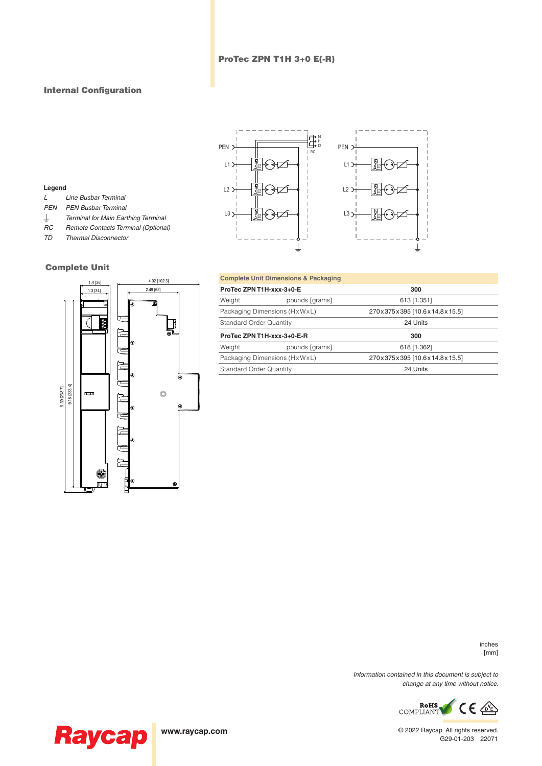ProTec ZPN T1H 3+0 E(-R)

## Internal Configuration

PEN
L1
L2
L3
14
11
12
RC
TD

PEN
L1
L2
L3
TD

**Legend**

| | |
|---|---|
| *L* | *Line Busbar Terminal* |
| *PEN* | *PEN Busbar Terminal* |
| ⏚ | *Terminal for Main Earthing Terminal* |
| *RC* | *Remote Contacts Terminal (Optional)* |
| *TD* | *Thermal Disconnector* |

## Complete Unit

1.4 [36]
1.3 [34]
4.02 [102.3]
2.49 [63]
9.39 [238.7]
9.18 [233.4]

| Complete Unit Dimensions & Packaging | | |
|---|---|---|
| **ProTec ZPN T1H-xxx-3+0-E** | | **300** |
| Weight | pounds [grams] | 613 [1.351] |
| Packaging Dimensions (HxWxL) | | 270x375x395 [10.6x14.8x15.5] |
| Standard Order Quantity | | 24 Units |
| **ProTec ZPN T1H-xxx-3+0-E-R** | | **300** |
| Weight | pounds [grams] | 618 [1.362] |
| Packaging Dimensions (HxWxL) | | 270x375x395 [10.6x14.8x15.5] |
| Standard Order Quantity | | 24 Units |

inches
[mm]

*Information contained in this document is subject to change at any time without notice.*

RoHS COMPLIANT

Raycap www.raycap.com

© 2022 Raycap All rights reserved.
G29-01-203 22071